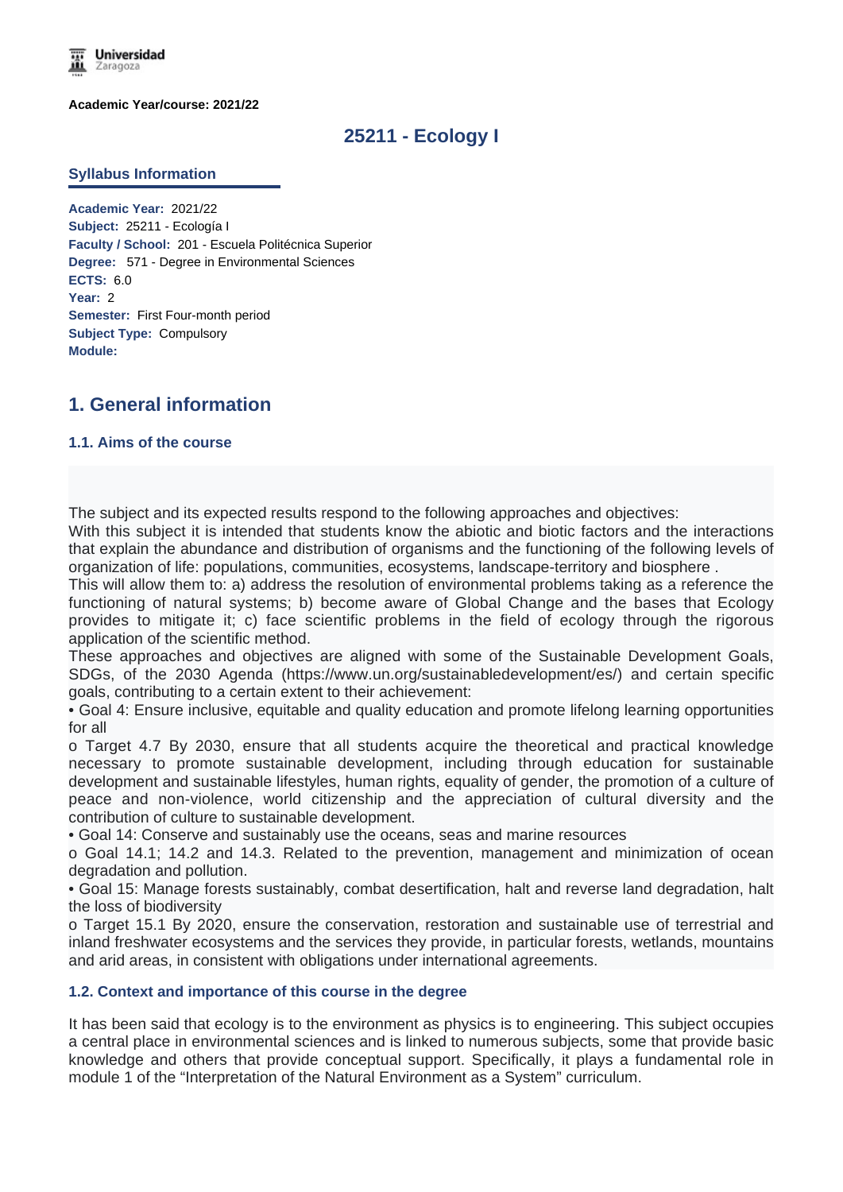Academic Year/course: 2021/22

# 25211 - Ecology I

## Syllabus Information

**Academic Year:** 2021/22
**Subject:** 25211 - Ecología I
**Faculty / School:** 201 - Escuela Politécnica Superior
**Degree:** 571 - Degree in Environmental Sciences
**ECTS:** 6.0
**Year:** 2
**Semester:** First Four-month period
**Subject Type:** Compulsory
**Module:**

## 1. General information

### 1.1. Aims of the course

The subject and its expected results respond to the following approaches and objectives:

With this subject it is intended that students know the abiotic and biotic factors and the interactions that explain the abundance and distribution of organisms and the functioning of the following levels of organization of life: populations, communities, ecosystems, landscape-territory and biosphere .

This will allow them to: a) address the resolution of environmental problems taking as a reference the functioning of natural systems; b) become aware of Global Change and the bases that Ecology provides to mitigate it; c) face scientific problems in the field of ecology through the rigorous application of the scientific method.

These approaches and objectives are aligned with some of the Sustainable Development Goals, SDGs, of the 2030 Agenda (https://www.un.org/sustainabledevelopment/es/) and certain specific goals, contributing to a certain extent to their achievement:

- Goal 4: Ensure inclusive, equitable and quality education and promote lifelong learning opportunities for all
  - Target 4.7 By 2030, ensure that all students acquire the theoretical and practical knowledge necessary to promote sustainable development, including through education for sustainable development and sustainable lifestyles, human rights, equality of gender, the promotion of a culture of peace and non-violence, world citizenship and the appreciation of cultural diversity and the contribution of culture to sustainable development.
- Goal 14: Conserve and sustainably use the oceans, seas and marine resources
  - Goal 14.1; 14.2 and 14.3. Related to the prevention, management and minimization of ocean degradation and pollution.
- Goal 15: Manage forests sustainably, combat desertification, halt and reverse land degradation, halt the loss of biodiversity
  - Target 15.1 By 2020, ensure the conservation, restoration and sustainable use of terrestrial and inland freshwater ecosystems and the services they provide, in particular forests, wetlands, mountains and arid areas, in consistent with obligations under international agreements.

### 1.2. Context and importance of this course in the degree

It has been said that ecology is to the environment as physics is to engineering. This subject occupies a central place in environmental sciences and is linked to numerous subjects, some that provide basic knowledge and others that provide conceptual support. Specifically, it plays a fundamental role in module 1 of the "Interpretation of the Natural Environment as a System" curriculum.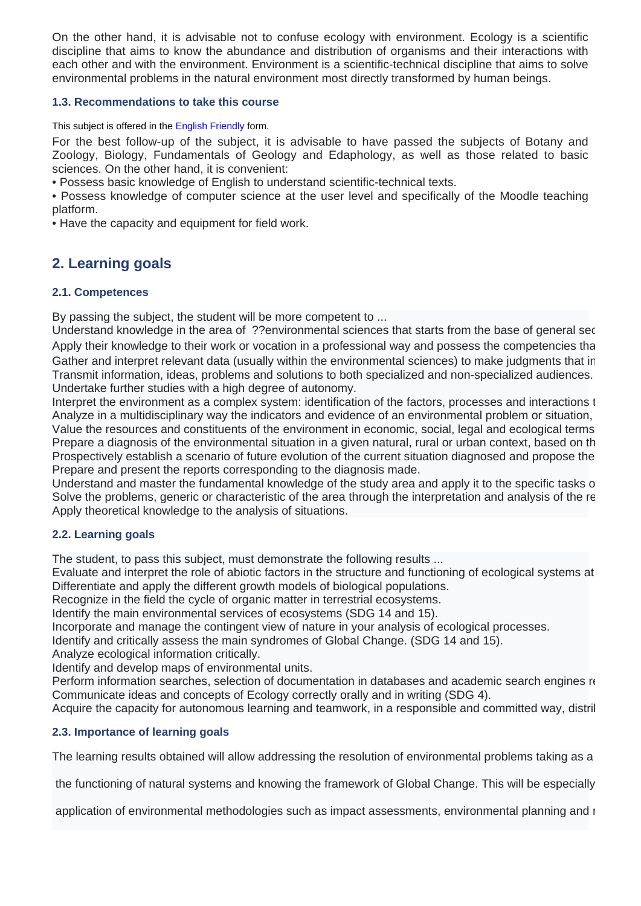On the other hand, it is advisable not to confuse ecology with environment. Ecology is a scientific discipline that aims to know the abundance and distribution of organisms and their interactions with each other and with the environment. Environment is a scientific-technical discipline that aims to solve environmental problems in the natural environment most directly transformed by human beings.

### 1.3. Recommendations to take this course

This subject is offered in the English Friendly form.

For the best follow-up of the subject, it is advisable to have passed the subjects of Botany and Zoology, Biology, Fundamentals of Geology and Edaphology, as well as those related to basic sciences. On the other hand, it is convenient:

• Possess basic knowledge of English to understand scientific-technical texts.

• Possess knowledge of computer science at the user level and specifically of the Moodle teaching platform.

• Have the capacity and equipment for field work.

## 2. Learning goals

### 2.1. Competences

By passing the subject, the student will be more competent to ...

Understand knowledge in the area of ??environmental sciences that starts from the base of general sec

Apply their knowledge to their work or vocation in a professional way and possess the competencies tha

Gather and interpret relevant data (usually within the environmental sciences) to make judgments that in

Transmit information, ideas, problems and solutions to both specialized and non-specialized audiences.

Undertake further studies with a high degree of autonomy.

Interpret the environment as a complex system: identification of the factors, processes and interactions t

Analyze in a multidisciplinary way the indicators and evidence of an environmental problem or situation,

Value the resources and constituents of the environment in economic, social, legal and ecological terms

Prepare a diagnosis of the environmental situation in a given natural, rural or urban context, based on th

Prospectively establish a scenario of future evolution of the current situation diagnosed and propose the

Prepare and present the reports corresponding to the diagnosis made.

Understand and master the fundamental knowledge of the study area and apply it to the specific tasks o

Solve the problems, generic or characteristic of the area through the interpretation and analysis of the re

Apply theoretical knowledge to the analysis of situations.

### 2.2. Learning goals

The student, to pass this subject, must demonstrate the following results ...

Evaluate and interpret the role of abiotic factors in the structure and functioning of ecological systems at

Differentiate and apply the different growth models of biological populations.

Recognize in the field the cycle of organic matter in terrestrial ecosystems.

Identify the main environmental services of ecosystems (SDG 14 and 15).

Incorporate and manage the contingent view of nature in your analysis of ecological processes.

Identify and critically assess the main syndromes of Global Change. (SDG 14 and 15).

Analyze ecological information critically.

Identify and develop maps of environmental units.

Perform information searches, selection of documentation in databases and academic search engines re

Communicate ideas and concepts of Ecology correctly orally and in writing (SDG 4).

Acquire the capacity for autonomous learning and teamwork, in a responsible and committed way, distril

### 2.3. Importance of learning goals

The learning results obtained will allow addressing the resolution of environmental problems taking as a

the functioning of natural systems and knowing the framework of Global Change. This will be especially

application of environmental methodologies such as impact assessments, environmental planning and r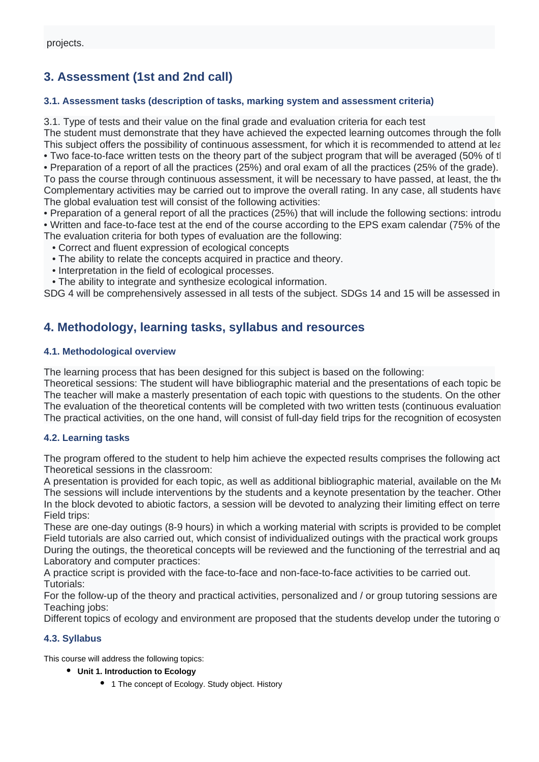projects.

## 3. Assessment (1st and 2nd call)

### 3.1. Assessment tasks (description of tasks, marking system and assessment criteria)

3.1. Type of tests and their value on the final grade and evaluation criteria for each test
The student must demonstrate that they have achieved the expected learning outcomes through the foll
This subject offers the possibility of continuous assessment, for which it is recommended to attend at lea
• Two face-to-face written tests on the theory part of the subject program that will be averaged (50% of t
• Preparation of a report of all the practices (25%) and oral exam of all the practices (25% of the grade).
To pass the course through continuous assessment, it will be necessary to have passed, at least, the th
Complementary activities may be carried out to improve the overall rating. In any case, all students have
The global evaluation test will consist of the following activities:
• Preparation of a general report of all the practices (25%) that will include the following sections: introdu
• Written and face-to-face test at the end of the course according to the EPS exam calendar (75% of the
The evaluation criteria for both types of evaluation are the following:

- Correct and fluent expression of ecological concepts
- The ability to relate the concepts acquired in practice and theory.
- Interpretation in the field of ecological processes.
- The ability to integrate and synthesize ecological information.

SDG 4 will be comprehensively assessed in all tests of the subject. SDGs 14 and 15 will be assessed in

## 4. Methodology, learning tasks, syllabus and resources

### 4.1. Methodological overview

The learning process that has been designed for this subject is based on the following:
Theoretical sessions: The student will have bibliographic material and the presentations of each topic be
The teacher will make a masterly presentation of each topic with questions to the students. On the other
The evaluation of the theoretical contents will be completed with two written tests (continuous evaluation
The practical activities, on the one hand, will consist of full-day field trips for the recognition of ecosysten

### 4.2. Learning tasks

The program offered to the student to help him achieve the expected results comprises the following act
Theoretical sessions in the classroom:
A presentation is provided for each topic, as well as additional bibliographic material, available on the Mo
The sessions will include interventions by the students and a keynote presentation by the teacher. Other
In the block devoted to abiotic factors, a session will be devoted to analyzing their limiting effect on terre
Field trips:
These are one-day outings (8-9 hours) in which a working material with scripts is provided to be complet
Field tutorials are also carried out, which consist of individualized outings with the practical work groups
During the outings, the theoretical concepts will be reviewed and the functioning of the terrestrial and aq
Laboratory and computer practices:
A practice script is provided with the face-to-face and non-face-to-face activities to be carried out.
Tutorials:
For the follow-up of the theory and practical activities, personalized and / or group tutoring sessions are
Teaching jobs:
Different topics of ecology and environment are proposed that the students develop under the tutoring o

### 4.3. Syllabus

This course will address the following topics:

- **Unit 1. Introduction to Ecology**
    - 1 The concept of Ecology. Study object. History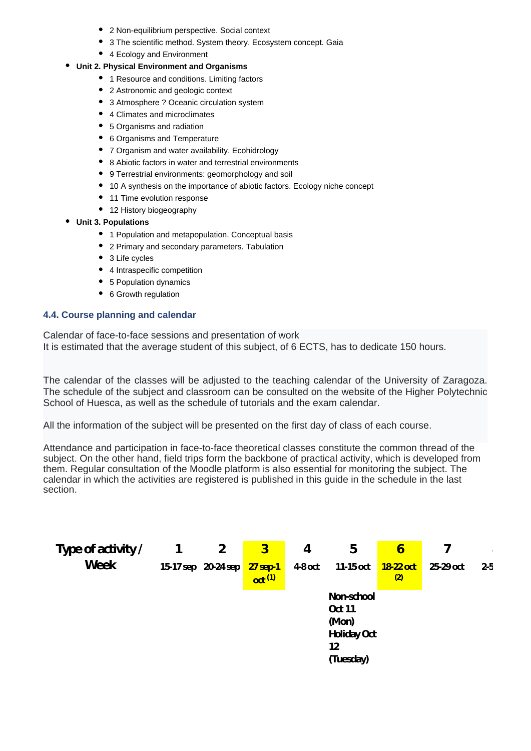- 2 Non-equilibrium perspective. Social context
  - 3 The scientific method. System theory. Ecosystem concept. Gaia
  - 4 Ecology and Environment
- **Unit 2. Physical Environment and Organisms**
  - 1 Resource and conditions. Limiting factors
  - 2 Astronomic and geologic context
  - 3 Atmosphere ? Oceanic circulation system
  - 4 Climates and microclimates
  - 5 Organisms and radiation
  - 6 Organisms and Temperature
  - 7 Organism and water availability. Ecohidrology
  - 8 Abiotic factors in water and terrestrial environments
  - 9 Terrestrial environments: geomorphology and soil
  - 10 A synthesis on the importance of abiotic factors. Ecology niche concept
  - 11 Time evolution response
  - 12 History biogeography
- **Unit 3. Populations**
  - 1 Population and metapopulation. Conceptual basis
  - 2 Primary and secondary parameters. Tabulation
  - 3 Life cycles
  - 4 Intraspecific competition
  - 5 Population dynamics
  - 6 Growth regulation

### 4.4. Course planning and calendar

Calendar of face-to-face sessions and presentation of work
It is estimated that the average student of this subject, of 6 ECTS, has to dedicate 150 hours.

The calendar of the classes will be adjusted to the teaching calendar of the University of Zaragoza. The schedule of the subject and classroom can be consulted on the website of the Higher Polytechnic School of Huesca, as well as the schedule of tutorials and the exam calendar.

All the information of the subject will be presented on the first day of class of each course.

Attendance and participation in face-to-face theoretical classes constitute the common thread of the subject. On the other hand, field trips form the backbone of practical activity, which is developed from them. Regular consultation of the Moodle platform is also essential for monitoring the subject. The calendar in which the activities are registered is published in this guide in the schedule in the last section.

| Type of activity / Week | 1<br>15-17 sep | 2<br>20-24 sep | 3<br>27 sep-1 oct (1) | 4<br>4-8 oct | 5<br>11-15 oct | 6<br>18-22 oct (2) | 7<br>25-29 oct | 2-5 |
|---|---|---|---|---|---|---|---|---|
| | | | | | Non-school Oct 11 (Mon) Holiday Oct 12 (Tuesday) | | | |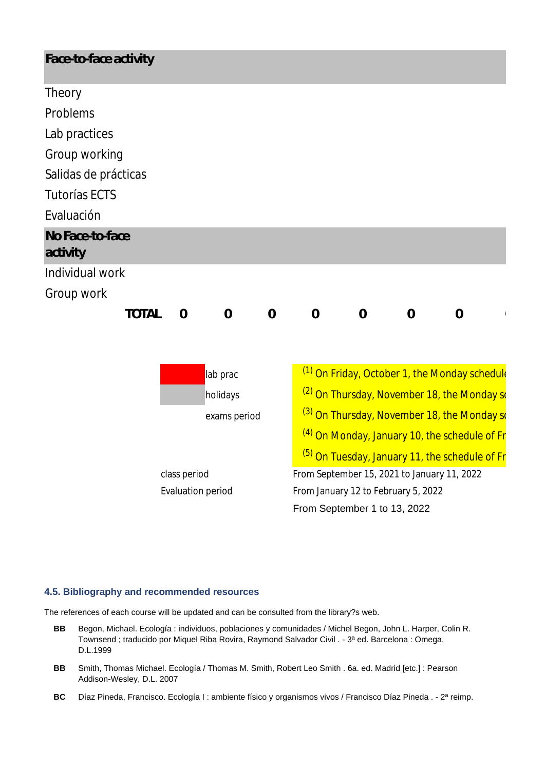| Face-to-face activity | | | | | | | | |
|---|---|---|---|---|---|---|---|---|
| Theory | | | | | | | | |
| Problems | | | | | | | | |
| Lab practices | | | | | | | | |
| Group working | | | | | | | | |
| Salidas de prácticas | | | | | | | | |
| Tutorías ECTS | | | | | | | | |
| Evaluación | | | | | | | | |
| **No Face-to-face activity** | | | | | | | | |
| Individual work | | | | | | | | |
| Group work | | | | | | | | |
| **TOTAL** | **0** | **0** | **0** | **0** | **0** | **0** | **0** | **(** |

| | | |
|---|---|---|
| lab prac | | [1] On Friday, October 1, the Monday schedule |
| holidays | | [2] On Thursday, November 18, the Monday s |
| exams period | | [3] On Thursday, November 18, the Monday s |
| | | [4] On Monday, January 10, the schedule of Fr |
| | | [5] On Tuesday, January 11, the schedule of Fr |
| class period | | From September 15, 2021 to January 11, 2022 |
| Evaluation period | | From January 12 to February 5, 2022 |
| | | From September 1 to 13, 2022 |

### 4.5. Bibliography and recommended resources

The references of each course will be updated and can be consulted from the library?s web.

- **BB** Begon, Michael. Ecología : individuos, poblaciones y comunidades / Michel Begon, John L. Harper, Colin R. Townsend ; traducido por Miquel Riba Rovira, Raymond Salvador Civil . - 3ª ed. Barcelona : Omega, D.L.1999
- **BB** Smith, Thomas Michael. Ecología / Thomas M. Smith, Robert Leo Smith . 6a. ed. Madrid [etc.] : Pearson Addison-Wesley, D.L. 2007
- **BC** Díaz Pineda, Francisco. Ecología I : ambiente físico y organismos vivos / Francisco Díaz Pineda . - 2ª reimp.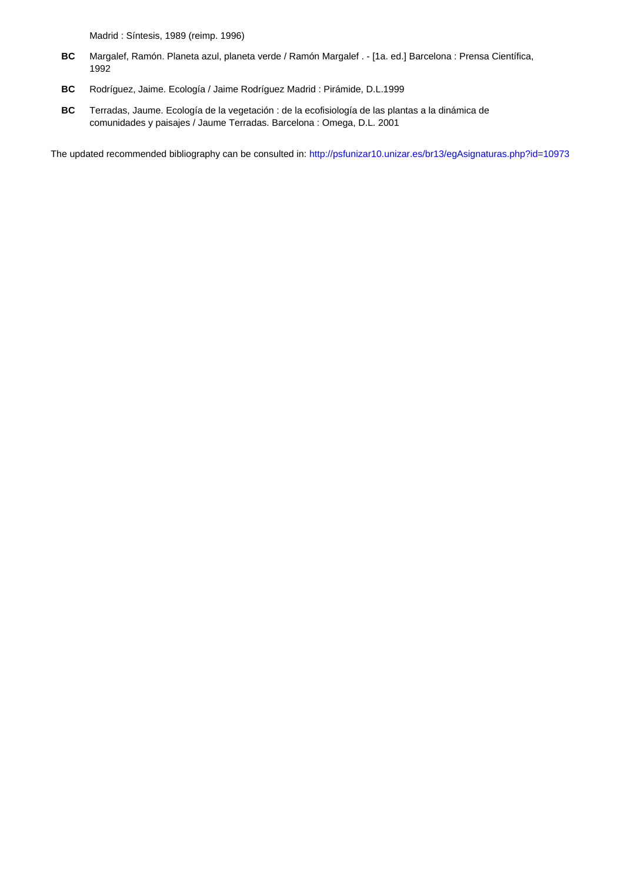Madrid : Síntesis, 1989 (reimp. 1996)

- **BC** Margalef, Ramón. Planeta azul, planeta verde / Ramón Margalef . - [1a. ed.] Barcelona : Prensa Científica, 1992
- **BC** Rodríguez, Jaime. Ecología / Jaime Rodríguez Madrid : Pirámide, D.L.1999
- **BC** Terradas, Jaume. Ecología de la vegetación : de la ecofisiología de las plantas a la dinámica de comunidades y paisajes / Jaume Terradas. Barcelona : Omega, D.L. 2001

The updated recommended bibliography can be consulted in: http://psfunizar10.unizar.es/br13/egAsignaturas.php?id=10973